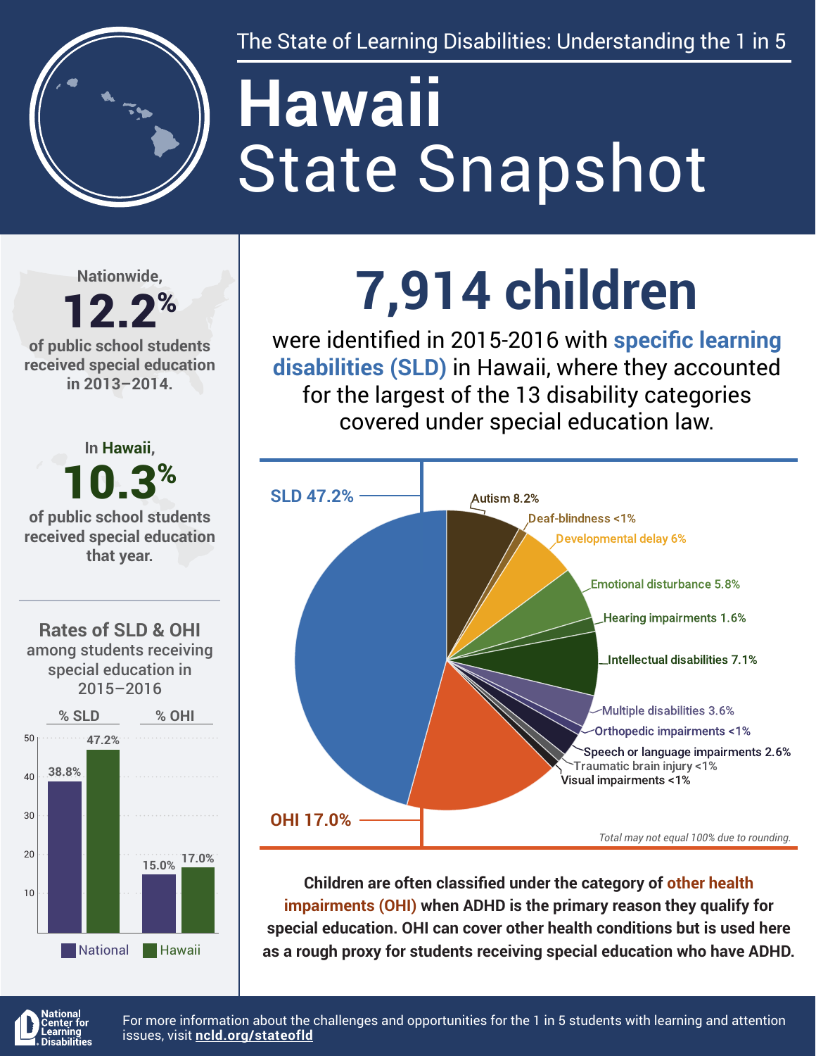The State of Learning Disabilities: Understanding the 1 in 5

# Hawaii State Snapshot

Nationwide, **12.2%** of public school students received special education in 2013–2014.

In Hawaii, **10.3%** of public school students received special education that year.

## Rates of SLD & OHI among students receiving special education in 2015–2016

| | National | Hawaii |
|---|---|---|
| % SLD | 38.8% | 47.2% |
| % OHI | 15.0% | 17.0% |

# 7,914 children

were identified in 2015-2016 with **specific learning disabilities (SLD)** in Hawaii, where they accounted for the largest of the 13 disability categories covered under special education law.

| Category | Percentage |
|---|---|
| SLD | 47.2% |
| Autism | 8.2% |
| Deaf-blindness | <1% |
| Developmental delay | 6% |
| Emotional disturbance | 5.8% |
| Hearing impairments | 1.6% |
| Intellectual disabilities | 7.1% |
| Multiple disabilities | 3.6% |
| Orthopedic impairments | <1% |
| Speech or language impairments | 2.6% |
| Traumatic brain injury | <1% |
| Visual impairments | <1% |
| OHI | 17.0% |

*Total may not equal 100% due to rounding.*

**Children are often classified under the category of other health impairments (OHI) when ADHD is the primary reason they qualify for special education. OHI can cover other health conditions but is used here as a rough proxy for students receiving special education who have ADHD.**

National Center for Learning Disabilities

For more information about the challenges and opportunities for the 1 in 5 students with learning and attention issues, visit **ncld.org/stateofld**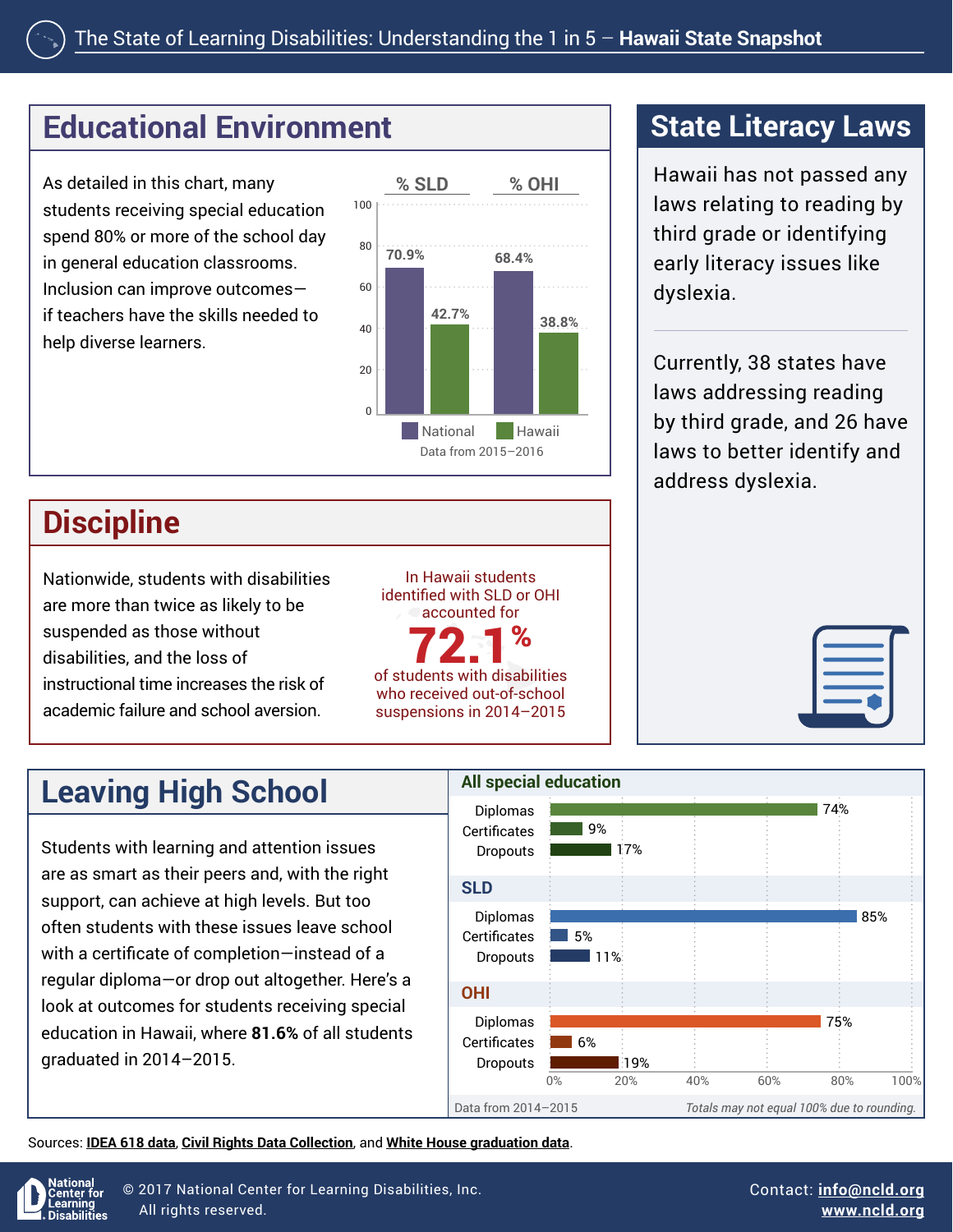# The State of Learning Disabilities: Understanding the 1 in 5 – **Hawaii State Snapshot**

## Educational Environment

As detailed in this chart, many students receiving special education spend 80% or more of the school day in general education classrooms. Inclusion can improve outcomes—if teachers have the skills needed to help diverse learners.

% SLD
% OHI
100
80
60
40
20
0
70.9%
42.7%
68.4%
38.8%
National
Hawaii
Data from 2015–2016

## State Literacy Laws

Hawaii has not passed any laws relating to reading by third grade or identifying early literacy issues like dyslexia.

Currently, 38 states have laws addressing reading by third grade, and 26 have laws to better identify and address dyslexia.

## Discipline

Nationwide, students with disabilities are more than twice as likely to be suspended as those without disabilities, and the loss of instructional time increases the risk of academic failure and school aversion.

In Hawaii students identified with SLD or OHI accounted for **72.1%** of students with disabilities who received out-of-school suspensions in 2014–2015

## Leaving High School

Students with learning and attention issues are as smart as their peers and, with the right support, can achieve at high levels. But too often students with these issues leave school with a certificate of completion—instead of a regular diploma—or drop out altogether. Here's a look at outcomes for students receiving special education in Hawaii, where **81.6%** of all students graduated in 2014–2015.

**All special education**
Diplomas 74%
Certificates 9%
Dropouts 17%

**SLD**
Diplomas 85%
Certificates 5%
Dropouts 11%

**OHI**
Diplomas 75%
Certificates 6%
Dropouts 19%

0% 20% 40% 60% 80% 100%

Data from 2014–2015

*Totals may not equal 100% due to rounding.*

Sources: **IDEA 618 data**, **Civil Rights Data Collection**, and **White House graduation data**.

National Center for Learning Disabilities

© 2017 National Center for Learning Disabilities, Inc. All rights reserved.

Contact: **info@ncld.org**
**www.ncld.org**